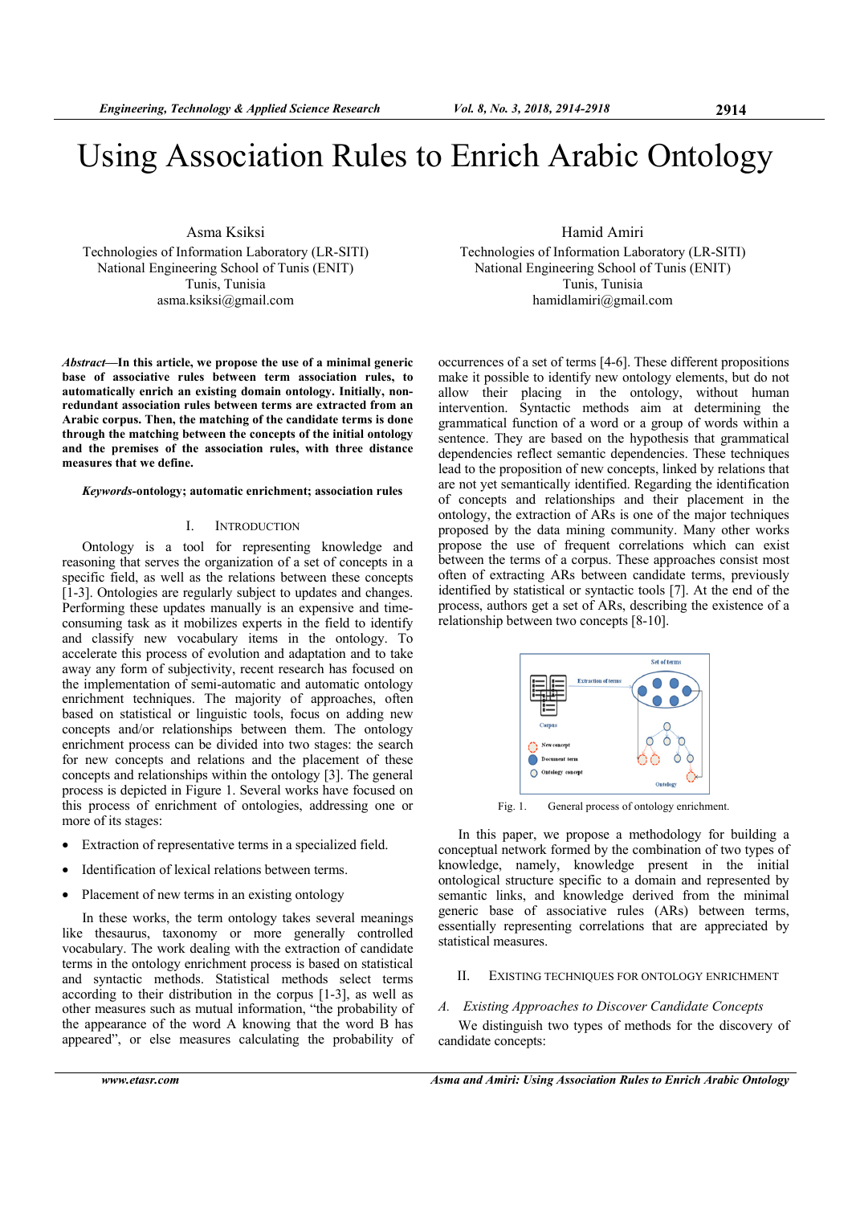# Using Association Rules to Enrich Arabic Ontology

Asma Ksiksi
Technologies of Information Laboratory (LR-SITI)
National Engineering School of Tunis (ENIT)
Tunis, Tunisia
asma.ksiksi@gmail.com

Hamid Amiri
Technologies of Information Laboratory (LR-SITI)
National Engineering School of Tunis (ENIT)
Tunis, Tunisia
hamidlamiri@gmail.com

***Abstract*—In this article, we propose the use of a minimal generic base of associative rules between term association rules, to automatically enrich an existing domain ontology. Initially, non-redundant association rules between terms are extracted from an Arabic corpus. Then, the matching of the candidate terms is done through the matching between the concepts of the initial ontology and the premises of the association rules, with three distance measures that we define.**

***Keywords*-ontology; automatic enrichment; association rules**

## I. Introduction

Ontology is a tool for representing knowledge and reasoning that serves the organization of a set of concepts in a specific field, as well as the relations between these concepts [1-3]. Ontologies are regularly subject to updates and changes. Performing these updates manually is an expensive and time-consuming task as it mobilizes experts in the field to identify and classify new vocabulary items in the ontology. To accelerate this process of evolution and adaptation and to take away any form of subjectivity, recent research has focused on the implementation of semi-automatic and automatic ontology enrichment techniques. The majority of approaches, often based on statistical or linguistic tools, focus on adding new concepts and/or relationships between them. The ontology enrichment process can be divided into two stages: the search for new concepts and relations and the placement of these concepts and relationships within the ontology [3]. The general process is depicted in Figure 1. Several works have focused on this process of enrichment of ontologies, addressing one or more of its stages:

- Extraction of representative terms in a specialized field.
- Identification of lexical relations between terms.
- Placement of new terms in an existing ontology

In these works, the term ontology takes several meanings like thesaurus, taxonomy or more generally controlled vocabulary. The work dealing with the extraction of candidate terms in the ontology enrichment process is based on statistical and syntactic methods. Statistical methods select terms according to their distribution in the corpus [1-3], as well as other measures such as mutual information, "the probability of the appearance of the word A knowing that the word B has appeared", or else measures calculating the probability of occurrences of a set of terms [4-6]. These different propositions make it possible to identify new ontology elements, but do not allow their placing in the ontology, without human intervention. Syntactic methods aim at determining the grammatical function of a word or a group of words within a sentence. They are based on the hypothesis that grammatical dependencies reflect semantic dependencies. These techniques lead to the proposition of new concepts, linked by relations that are not yet semantically identified. Regarding the identification of concepts and relationships and their placement in the ontology, the extraction of ARs is one of the major techniques proposed by the data mining community. Many other works propose the use of frequent correlations which can exist between the terms of a corpus. These approaches consist most often of extracting ARs between candidate terms, previously identified by statistical or syntactic tools [7]. At the end of the process, authors get a set of ARs, describing the existence of a relationship between two concepts [8-10].

Fig. 1. General process of ontology enrichment.

In this paper, we propose a methodology for building a conceptual network formed by the combination of two types of knowledge, namely, knowledge present in the initial ontological structure specific to a domain and represented by semantic links, and knowledge derived from the minimal generic base of associative rules (ARs) between terms, essentially representing correlations that are appreciated by statistical measures.

## II. Existing Techniques for Ontology Enrichment

### *A. Existing Approaches to Discover Candidate Concepts*

We distinguish two types of methods for the discovery of candidate concepts: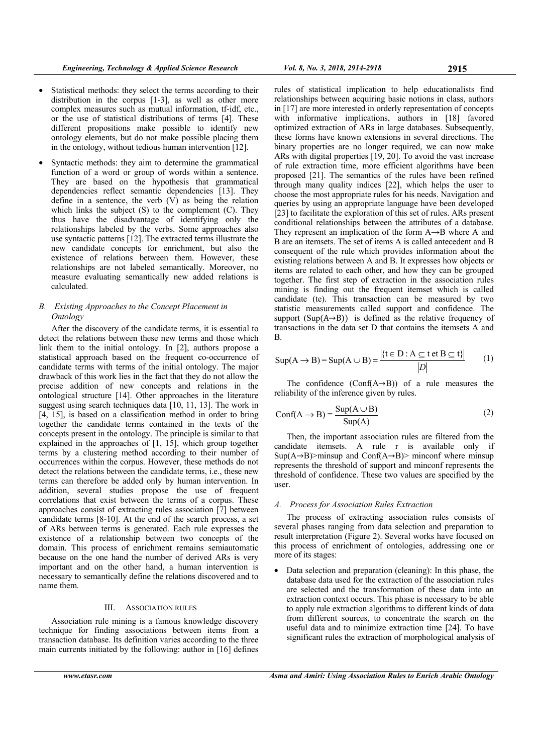- Statistical methods: they select the terms according to their distribution in the corpus [1-3], as well as other more complex measures such as mutual information, tf-idf, etc., or the use of statistical distributions of terms [4]. These different propositions make possible to identify new ontology elements, but do not make possible placing them in the ontology, without tedious human intervention [12].
- Syntactic methods: they aim to determine the grammatical function of a word or group of words within a sentence. They are based on the hypothesis that grammatical dependencies reflect semantic dependencies [13]. They define in a sentence, the verb (V) as being the relation which links the subject (S) to the complement (C). They thus have the disadvantage of identifying only the relationships labeled by the verbs. Some approaches also use syntactic patterns [12]. The extracted terms illustrate the new candidate concepts for enrichment, but also the existence of relations between them. However, these relationships are not labeled semantically. Moreover, no measure evaluating semantically new added relations is calculated.

### *B. Existing Approaches to the Concept Placement in Ontology*

After the discovery of the candidate terms, it is essential to detect the relations between these new terms and those which link them to the initial ontology. In [2], authors propose a statistical approach based on the frequent co-occurrence of candidate terms with terms of the initial ontology. The major drawback of this work lies in the fact that they do not allow the precise addition of new concepts and relations in the ontological structure [14]. Other approaches in the literature suggest using search techniques data [10, 11, 13]. The work in [4, 15], is based on a classification method in order to bring together the candidate terms contained in the texts of the concepts present in the ontology. The principle is similar to that explained in the approaches of [1, 15], which group together terms by a clustering method according to their number of occurrences within the corpus. However, these methods do not detect the relations between the candidate terms, i.e., these new terms can therefore be added only by human intervention. In addition, several studies propose the use of frequent correlations that exist between the terms of a corpus. These approaches consist of extracting rules association [7] between candidate terms [8-10]. At the end of the search process, a set of ARs between terms is generated. Each rule expresses the existence of a relationship between two concepts of the domain. This process of enrichment remains semiautomatic because on the one hand the number of derived ARs is very important and on the other hand, a human intervention is necessary to semantically define the relations discovered and to name them.

## III. ASSOCIATION RULES

Association rule mining is a famous knowledge discovery technique for finding associations between items from a transaction database. Its definition varies according to the three main currents initiated by the following: author in [16] defines rules of statistical implication to help educationalists find relationships between acquiring basic notions in class, authors in [17] are more interested in orderly representation of concepts with informative implications, authors in [18] favored optimized extraction of ARs in large databases. Subsequently, these forms have known extensions in several directions. The binary properties are no longer required, we can now make ARs with digital properties [19, 20]. To avoid the vast increase of rule extraction time, more efficient algorithms have been proposed [21]. The semantics of the rules have been refined through many quality indices [22], which helps the user to choose the most appropriate rules for his needs. Navigation and queries by using an appropriate language have been developed [23] to facilitate the exploration of this set of rules. ARs present conditional relationships between the attributes of a database. They represent an implication of the form A→B where A and B are an itemsets. The set of items A is called antecedent and B consequent of the rule which provides information about the existing relations between A and B. It expresses how objects or items are related to each other, and how they can be grouped together. The first step of extraction in the association rules mining is finding out the frequent itemset which is called candidate (te). This transaction can be measured by two statistic measurements called support and confidence. The support ($\text{Sup}(A \rightarrow B)$) is defined as the relative frequency of transactions in the data set D that contains the itemsets A and B.

$$\text{Sup}(A \rightarrow B) = \text{Sup}(A \cup B) = \frac{|\{t \in D : A \subseteq t \text{ et } B \subseteq t\}|}{|D|} \quad (1)$$

The confidence ($\text{Conf}(A \rightarrow B)$) of a rule measures the reliability of the inference given by rules.

$$\text{Conf}(A \rightarrow B) = \frac{\text{Sup}(A \cup B)}{\text{Sup}(A)} \quad (2)$$

Then, the important association rules are filtered from the candidate itemsets. A rule r is available only if $\text{Sup}(A \rightarrow B) >$ minsup and $\text{Conf}(A \rightarrow B) >$ minconf where minsup represents the threshold of support and minconf represents the threshold of confidence. These two values are specified by the user.

### *A. Process for Association Rules Extraction*

The process of extracting association rules consists of several phases ranging from data selection and preparation to result interpretation (Figure 2). Several works have focused on this process of enrichment of ontologies, addressing one or more of its stages:

- Data selection and preparation (cleaning): In this phase, the database data used for the extraction of the association rules are selected and the transformation of these data into an extraction context occurs. This phase is necessary to be able to apply rule extraction algorithms to different kinds of data from different sources, to concentrate the search on the useful data and to minimize extraction time [24]. To have significant rules the extraction of morphological analysis of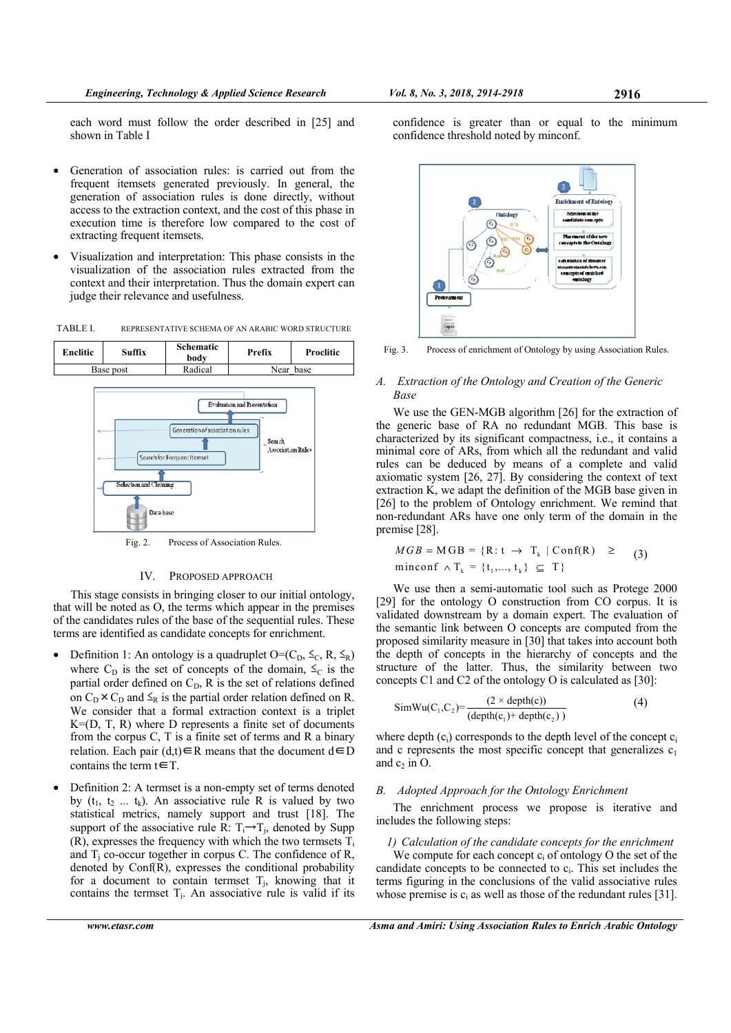each word must follow the order described in [25] and shown in Table I

- Generation of association rules: is carried out from the frequent itemsets generated previously. In general, the generation of association rules is done directly, without access to the extraction context, and the cost of this phase in execution time is therefore low compared to the cost of extracting frequent itemsets.
- Visualization and interpretation: This phase consists in the visualization of the association rules extracted from the context and their interpretation. Thus the domain expert can judge their relevance and usefulness.

TABLE I. REPRESENTATIVE SCHEMA OF AN ARABIC WORD STRUCTURE

| Enclitic | Suffix | Schematic body | Prefix | Proclitic |
|---|---|---|---|---|
| Base post | | Radical | Near_base | |

Fig. 2. Process of Association Rules.

## IV. PROPOSED APPROACH

This stage consists in bringing closer to our initial ontology, that will be noted as O, the terms which appear in the premises of the candidates rules of the base of the sequential rules. These terms are identified as candidate concepts for enrichment.

- Definition 1: An ontology is a quadruplet $O=(C_D, \leq_C, R, \leq_R)$ where $C_D$ is the set of concepts of the domain, $\leq_C$ is the partial order defined on $C_D$, R is the set of relations defined on $C_D \times C_D$ and $\leq_R$ is the partial order relation defined on R. We consider that a formal extraction context is a triplet K=(D, T, R) where D represents a finite set of documents from the corpus C, T is a finite set of terms and R a binary relation. Each pair $(d,t) \in R$ means that the document $d \in D$ contains the term $t \in T$.
- Definition 2: A termset is a non-empty set of terms denoted by ($t_1$, $t_2$ ... $t_k$). An associative rule R is valued by two statistical metrics, namely support and trust [18]. The support of the associative rule R: $T_i \rightarrow T_j$, denoted by Supp (R), expresses the frequency with which the two termsets $T_i$ and $T_j$ co-occur together in corpus C. The confidence of R, denoted by Conf(R), expresses the conditional probability for a document to contain termset $T_j$, knowing that it contains the termset $T_i$. An associative rule is valid if its confidence is greater than or equal to the minimum confidence threshold noted by minconf.

Fig. 3. Process of enrichment of Ontology by using Association Rules.

### A. *Extraction of the Ontology and Creation of the Generic Base*

We use the GEN-MGB algorithm [26] for the extraction of the generic base of RA no redundant MGB. This base is characterized by its significant compactness, i.e., it contains a minimal core of ARs, from which all the redundant and valid rules can be deduced by means of a complete and valid axiomatic system [26, 27]. By considering the context of text extraction K, we adapt the definition of the MGB base given in [26] to the problem of Ontology enrichment. We remind that non-redundant ARs have one only term of the domain in the premise [28].

$$MGB = \text{MGB} = \{R: t \rightarrow T_k \mid \text{Conf}(R) \geq \text{minconf} \wedge T_k = \{t_1,\ldots, t_k\} \subseteq T\} \quad (3)$$

We use then a semi-automatic tool such as Protege 2000 [29] for the ontology O construction from CO corpus. It is validated downstream by a domain expert. The evaluation of the semantic link between O concepts are computed from the proposed similarity measure in [30] that takes into account both the depth of concepts in the hierarchy of concepts and the structure of the latter. Thus, the similarity between two concepts C1 and C2 of the ontology O is calculated as [30]:

$$\text{SimWu}(C_1,C_2)=\frac{(2 \times \text{depth(c)})}{(\text{depth}(c_1)+\text{depth}(c_2))} \quad (4)$$

where depth ($c_i$) corresponds to the depth level of the concept $c_i$ and c represents the most specific concept that generalizes $c_1$ and $c_2$ in O.

### B. *Adopted Approach for the Ontology Enrichment*

The enrichment process we propose is iterative and includes the following steps:

*1) Calculation of the candidate concepts for the enrichment*

We compute for each concept $c_i$ of ontology O the set of the candidate concepts to be connected to $c_i$. This set includes the terms figuring in the conclusions of the valid associative rules whose premise is $c_i$ as well as those of the redundant rules [31].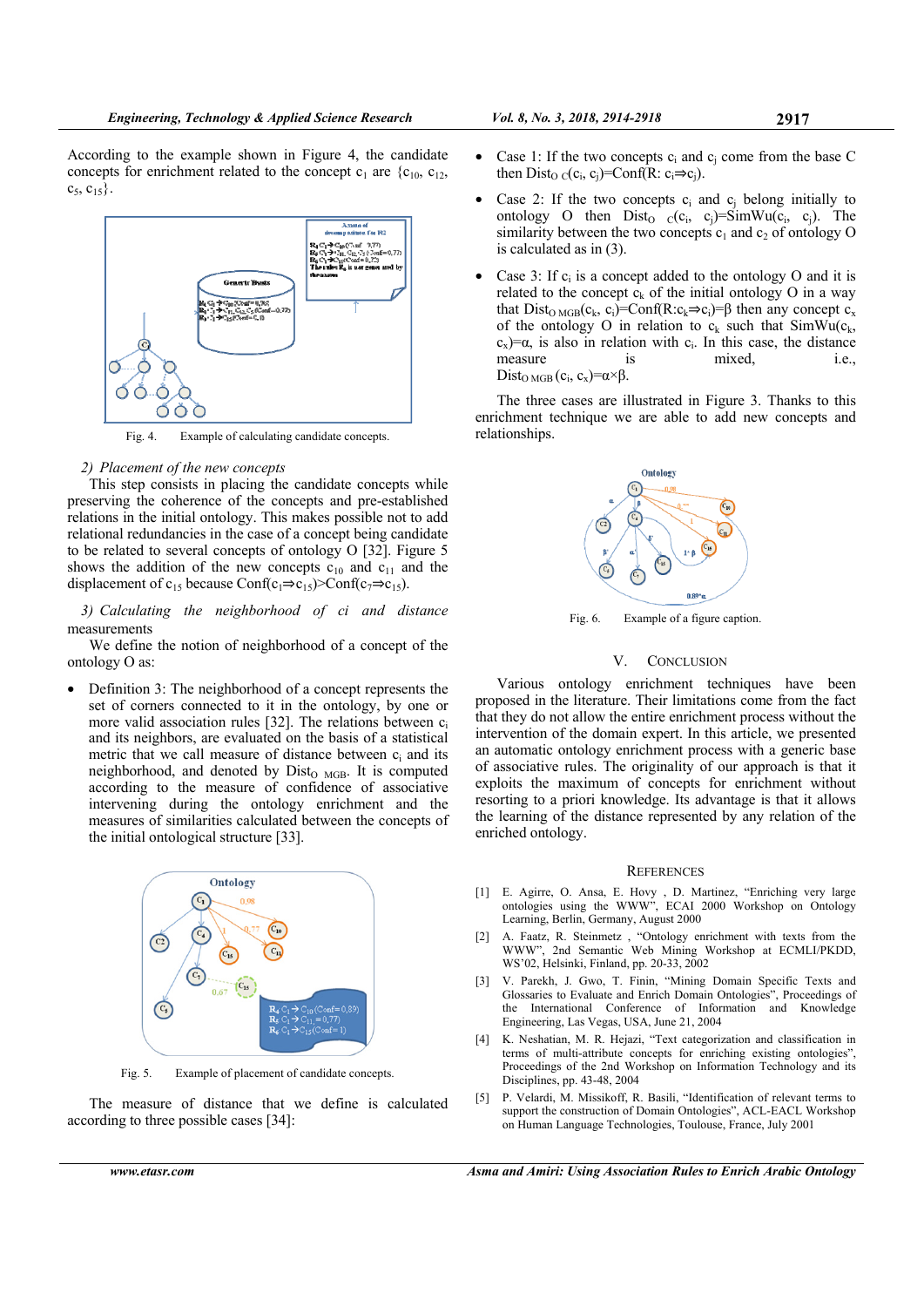According to the example shown in Figure 4, the candidate concepts for enrichment related to the concept $c_1$ are $\{c_{10}, c_{12}, c_5, c_{15}\}$.

Fig. 4. Example of calculating candidate concepts.

*2) Placement of the new concepts*

This step consists in placing the candidate concepts while preserving the coherence of the concepts and pre-established relations in the initial ontology. This makes possible not to add relational redundancies in the case of a concept being candidate to be related to several concepts of ontology O [32]. Figure 5 shows the addition of the new concepts $c_{10}$ and $c_{11}$ and the displacement of $c_{15}$ because $\text{Conf}(c_1 \Rightarrow c_{15}) > \text{Conf}(c_7 \Rightarrow c_{15})$.

*3) Calculating the neighborhood of ci and distance measurements*

We define the notion of neighborhood of a concept of the ontology O as:

- Definition 3: The neighborhood of a concept represents the set of corners connected to it in the ontology, by one or more valid association rules [32]. The relations between $c_i$ and its neighbors, are evaluated on the basis of a statistical metric that we call measure of distance between $c_i$ and its neighborhood, and denoted by $\text{Dist}_{O\ MGB}$. It is computed according to the measure of confidence of associative intervening during the ontology enrichment and the measures of similarities calculated between the concepts of the initial ontological structure [33].

Fig. 5. Example of placement of candidate concepts.

The measure of distance that we define is calculated according to three possible cases [34]:

- Case 1: If the two concepts $c_i$ and $c_j$ come from the base C then $\text{Dist}_{O\ C}(c_i, c_j) = \text{Conf}(R: c_i \Rightarrow c_j)$.
- Case 2: If the two concepts $c_i$ and $c_j$ belong initially to ontology O then $\text{Dist}_{O\ C}(c_i, c_j) = \text{SimWu}(c_i, c_j)$. The similarity between the two concepts $c_1$ and $c_2$ of ontology O is calculated as in (3).
- Case 3: If $c_i$ is a concept added to the ontology O and it is related to the concept $c_k$ of the initial ontology O in a way that $\text{Dist}_{O\ MGB}(c_k, c_i) = \text{Conf}(R: c_k \Rightarrow c_i) = \beta$ then any concept $c_x$ of the ontology O in relation to $c_k$ such that $\text{SimWu}(c_k, c_x) = \alpha$, is also in relation with $c_i$. In this case, the distance measure is mixed, i.e., $\text{Dist}_{O\ MGB}(c_i, c_x) = \alpha \times \beta$.

The three cases are illustrated in Figure 3. Thanks to this enrichment technique we are able to add new concepts and relationships.

Fig. 6. Example of a figure caption.

## V. Conclusion

Various ontology enrichment techniques have been proposed in the literature. Their limitations come from the fact that they do not allow the entire enrichment process without the intervention of the domain expert. In this article, we presented an automatic ontology enrichment process with a generic base of associative rules. The originality of our approach is that it exploits the maximum of concepts for enrichment without resorting to a priori knowledge. Its advantage is that it allows the learning of the distance represented by any relation of the enriched ontology.

## References

[1] E. Agirre, O. Ansa, E. Hovy , D. Martinez, "Enriching very large ontologies using the WWW", ECAI 2000 Workshop on Ontology Learning, Berlin, Germany, August 2000

[2] A. Faatz, R. Steinmetz, "Ontology enrichment with texts from the WWW", 2nd Semantic Web Mining Workshop at ECMLl/PKDD, WS'02, Helsinki, Finland, pp. 20-33, 2002

[3] V. Parekh, J. Gwo, T. Finin, "Mining Domain Specific Texts and Glossaries to Evaluate and Enrich Domain Ontologies", Proceedings of the International Conference of Information and Knowledge Engineering, Las Vegas, USA, June 21, 2004

[4] K. Neshatian, M. R. Hejazi, "Text categorization and classification in terms of multi-attribute concepts for enriching existing ontologies", Proceedings of the 2nd Workshop on Information Technology and its Disciplines, pp. 43-48, 2004

[5] P. Velardi, M. Missikoff, R. Basili, "Identification of relevant terms to support the construction of Domain Ontologies", ACL-EACL Workshop on Human Language Technologies, Toulouse, France, July 2001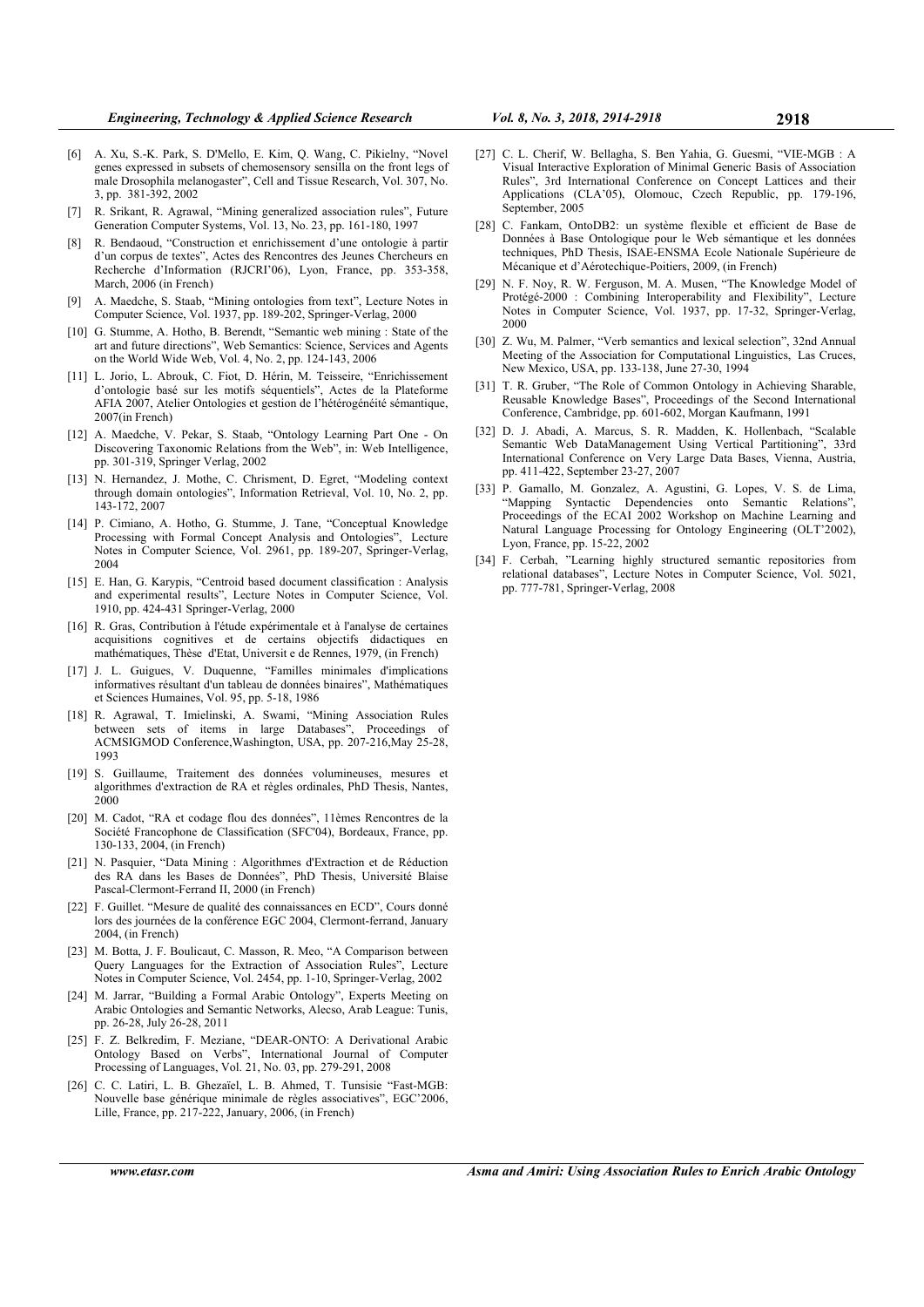[6] A. Xu, S.-K. Park, S. D'Mello, E. Kim, Q. Wang, C. Pikielny, "Novel genes expressed in subsets of chemosensory sensilla on the front legs of male Drosophila melanogaster", Cell and Tissue Research, Vol. 307, No. 3, pp. 381-392, 2002

[7] R. Srikant, R. Agrawal, "Mining generalized association rules", Future Generation Computer Systems, Vol. 13, No. 23, pp. 161-180, 1997

[8] R. Bendaoud, "Construction et enrichissement d'une ontologie à partir d'un corpus de textes", Actes des Rencontres des Jeunes Chercheurs en Recherche d'Information (RJCRI'06), Lyon, France, pp. 353-358, March, 2006 (in French)

[9] A. Maedche, S. Staab, "Mining ontologies from text", Lecture Notes in Computer Science, Vol. 1937, pp. 189-202, Springer-Verlag, 2000

[10] G. Stumme, A. Hotho, B. Berendt, "Semantic web mining : State of the art and future directions", Web Semantics: Science, Services and Agents on the World Wide Web, Vol. 4, No. 2, pp. 124-143, 2006

[11] L. Jorio, L. Abrouk, C. Fiot, D. Hérin, M. Teisseire, "Enrichissement d'ontologie basé sur les motifs séquentiels", Actes de la Plateforme AFIA 2007, Atelier Ontologies et gestion de l'hétérogénéité sémantique, 2007(in French)

[12] A. Maedche, V. Pekar, S. Staab, "Ontology Learning Part One - On Discovering Taxonomic Relations from the Web", in: Web Intelligence, pp. 301-319, Springer Verlag, 2002

[13] N. Hernandez, J. Mothe, C. Chrisment, D. Egret, "Modeling context through domain ontologies", Information Retrieval, Vol. 10, No. 2, pp. 143-172, 2007

[14] P. Cimiano, A. Hotho, G. Stumme, J. Tane, "Conceptual Knowledge Processing with Formal Concept Analysis and Ontologies", Lecture Notes in Computer Science, Vol. 2961, pp. 189-207, Springer-Verlag, 2004

[15] E. Han, G. Karypis, "Centroid based document classification : Analysis and experimental results", Lecture Notes in Computer Science, Vol. 1910, pp. 424-431 Springer-Verlag, 2000

[16] R. Gras, Contribution à l'étude expérimentale et à l'analyse de certaines acquisitions cognitives et de certains objectifs didactiques en mathématiques, Thèse d'Etat, Universit e de Rennes, 1979, (in French)

[17] J. L. Guigues, V. Duquenne, "Familles minimales d'implications informatives résultant d'un tableau de données binaires", Mathématiques et Sciences Humaines, Vol. 95, pp. 5-18, 1986

[18] R. Agrawal, T. Imielinski, A. Swami, "Mining Association Rules between sets of items in large Databases", Proceedings of ACMSIGMOD Conference,Washington, USA, pp. 207-216,May 25-28, 1993

[19] S. Guillaume, Traitement des données volumineuses, mesures et algorithmes d'extraction de RA et règles ordinales, PhD Thesis, Nantes, 2000

[20] M. Cadot, "RA et codage flou des données", 11èmes Rencontres de la Société Francophone de Classification (SFC'04), Bordeaux, France, pp. 130-133, 2004, (in French)

[21] N. Pasquier, "Data Mining : Algorithmes d'Extraction et de Réduction des RA dans les Bases de Données", PhD Thesis, Université Blaise Pascal-Clermont-Ferrand II, 2000 (in French)

[22] F. Guillet. "Mesure de qualité des connaissances en ECD", Cours donné lors des journées de la conférence EGC 2004, Clermont-ferrand, January 2004, (in French)

[23] M. Botta, J. F. Boulicaut, C. Masson, R. Meo, "A Comparison between Query Languages for the Extraction of Association Rules", Lecture Notes in Computer Science, Vol. 2454, pp. 1-10, Springer-Verlag, 2002

[24] M. Jarrar, "Building a Formal Arabic Ontology", Experts Meeting on Arabic Ontologies and Semantic Networks, Alecso, Arab League: Tunis, pp. 26-28, July 26-28, 2011

[25] F. Z. Belkredim, F. Meziane, "DEAR-ONTO: A Derivational Arabic Ontology Based on Verbs", International Journal of Computer Processing of Languages, Vol. 21, No. 03, pp. 279-291, 2008

[26] C. C. Latiri, L. B. Ghezaïel, L. B. Ahmed, T. Tunsisie "Fast-MGB: Nouvelle base générique minimale de règles associatives", EGC'2006, Lille, France, pp. 217-222, January, 2006, (in French)

[27] C. L. Cherif, W. Bellagha, S. Ben Yahia, G. Guesmi, "VIE-MGB : A Visual Interactive Exploration of Minimal Generic Basis of Association Rules", 3rd International Conference on Concept Lattices and their Applications (CLA'05), Olomouc, Czech Republic, pp. 179-196, September, 2005

[28] C. Fankam, OntoDB2: un système flexible et efficient de Base de Données à Base Ontologique pour le Web sémantique et les données techniques, PhD Thesis, ISAE-ENSMA Ecole Nationale Supérieure de Mécanique et d'Aérotechique-Poitiers, 2009, (in French)

[29] N. F. Noy, R. W. Ferguson, M. A. Musen, "The Knowledge Model of Protégé-2000 : Combining Interoperability and Flexibility", Lecture Notes in Computer Science, Vol. 1937, pp. 17-32, Springer-Verlag, 2000

[30] Z. Wu, M. Palmer, "Verb semantics and lexical selection", 32nd Annual Meeting of the Association for Computational Linguistics, Las Cruces, New Mexico, USA, pp. 133-138, June 27-30, 1994

[31] T. R. Gruber, "The Role of Common Ontology in Achieving Sharable, Reusable Knowledge Bases", Proceedings of the Second International Conference, Cambridge, pp. 601-602, Morgan Kaufmann, 1991

[32] D. J. Abadi, A. Marcus, S. R. Madden, K. Hollenbach, "Scalable Semantic Web DataManagement Using Vertical Partitioning", 33rd International Conference on Very Large Data Bases, Vienna, Austria, pp. 411-422, September 23-27, 2007

[33] P. Gamallo, M. Gonzalez, A. Agustini, G. Lopes, V. S. de Lima, "Mapping Syntactic Dependencies onto Semantic Relations", Proceedings of the ECAI 2002 Workshop on Machine Learning and Natural Language Processing for Ontology Engineering (OLT'2002), Lyon, France, pp. 15-22, 2002

[34] F. Cerbah, "Learning highly structured semantic repositories from relational databases", Lecture Notes in Computer Science, Vol. 5021, pp. 777-781, Springer-Verlag, 2008